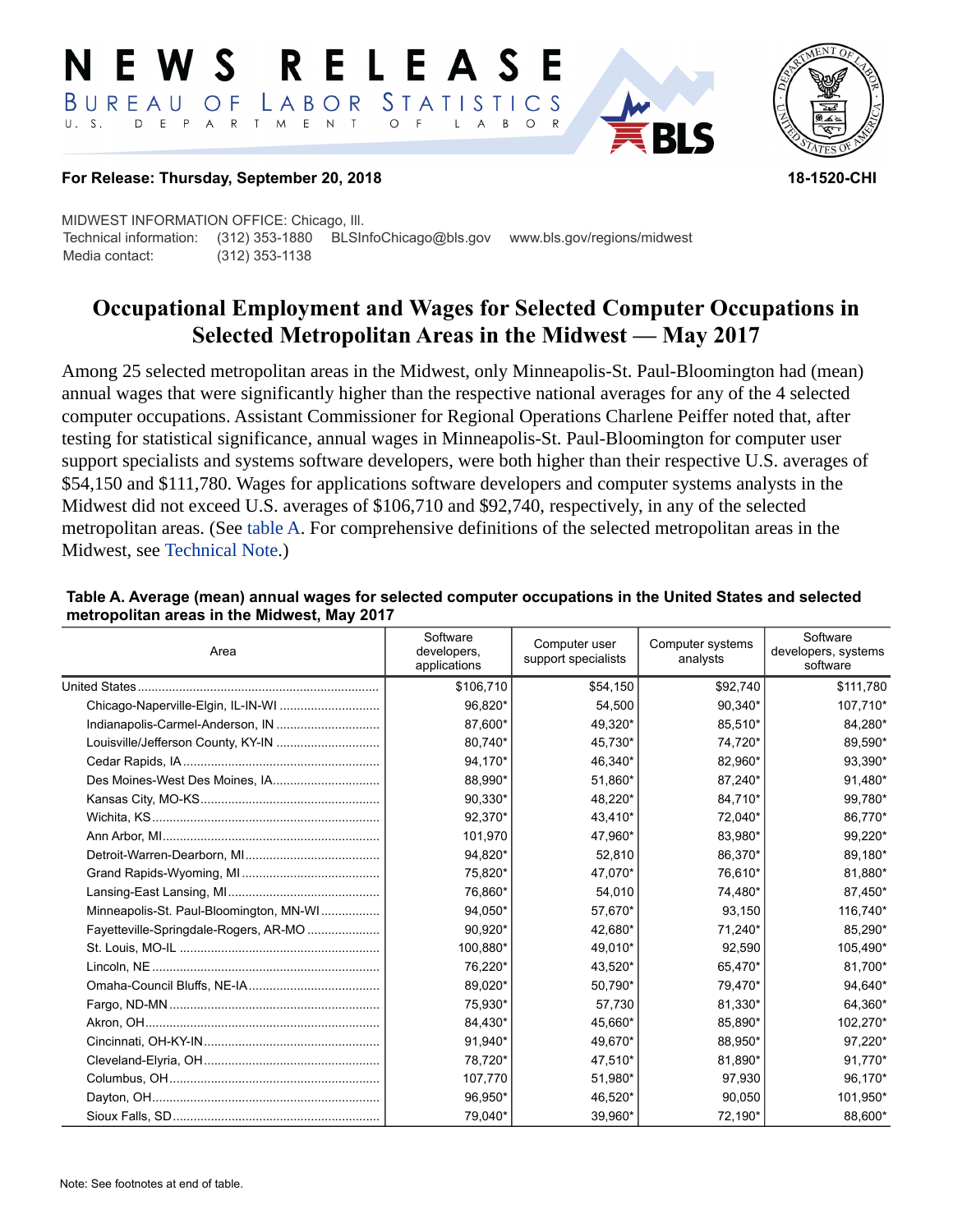# NEWS RELEASE

BUREAU OF LABOR STATISTICS

U. S. DEPARTMENT OF LABOR

**For Release: Thursday, September 20, 2018** **18-1520-CHI**

MIDWEST INFORMATION OFFICE: Chicago, Ill.
Technical information: (312) 353-1880 BLSInfoChicago@bls.gov www.bls.gov/regions/midwest
Media contact: (312) 353-1138

## Occupational Employment and Wages for Selected Computer Occupations in Selected Metropolitan Areas in the Midwest — May 2017

Among 25 selected metropolitan areas in the Midwest, only Minneapolis-St. Paul-Bloomington had (mean) annual wages that were significantly higher than the respective national averages for any of the 4 selected computer occupations. Assistant Commissioner for Regional Operations Charlene Peiffer noted that, after testing for statistical significance, annual wages in Minneapolis-St. Paul-Bloomington for computer user support specialists and systems software developers, were both higher than their respective U.S. averages of $54,150 and $111,780. Wages for applications software developers and computer systems analysts in the Midwest did not exceed U.S. averages of $106,710 and $92,740, respectively, in any of the selected metropolitan areas. (See table A. For comprehensive definitions of the selected metropolitan areas in the Midwest, see Technical Note.)

**Table A. Average (mean) annual wages for selected computer occupations in the United States and selected metropolitan areas in the Midwest, May 2017**

| Area | Software developers, applications | Computer user support specialists | Computer systems analysts | Software developers, systems software |
|---|---|---|---|---|
| United States | $106,710 | $54,150 | $92,740 | $111,780 |
| Chicago-Naperville-Elgin, IL-IN-WI | 96,820* | 54,500 | 90,340* | 107,710* |
| Indianapolis-Carmel-Anderson, IN | 87,600* | 49,320* | 85,510* | 84,280* |
| Louisville/Jefferson County, KY-IN | 80,740* | 45,730* | 74,720* | 89,590* |
| Cedar Rapids, IA | 94,170* | 46,340* | 82,960* | 93,390* |
| Des Moines-West Des Moines, IA | 88,990* | 51,860* | 87,240* | 91,480* |
| Kansas City, MO-KS | 90,330* | 48,220* | 84,710* | 99,780* |
| Wichita, KS | 92,370* | 43,410* | 72,040* | 86,770* |
| Ann Arbor, MI | 101,970 | 47,960* | 83,980* | 99,220* |
| Detroit-Warren-Dearborn, MI | 94,820* | 52,810 | 86,370* | 89,180* |
| Grand Rapids-Wyoming, MI | 75,820* | 47,070* | 76,610* | 81,880* |
| Lansing-East Lansing, MI | 76,860* | 54,010 | 74,480* | 87,450* |
| Minneapolis-St. Paul-Bloomington, MN-WI | 94,050* | 57,670* | 93,150 | 116,740* |
| Fayetteville-Springdale-Rogers, AR-MO | 90,920* | 42,680* | 71,240* | 85,290* |
| St. Louis, MO-IL | 100,880* | 49,010* | 92,590 | 105,490* |
| Lincoln, NE | 76,220* | 43,520* | 65,470* | 81,700* |
| Omaha-Council Bluffs, NE-IA | 89,020* | 50,790* | 79,470* | 94,640* |
| Fargo, ND-MN | 75,930* | 57,730 | 81,330* | 64,360* |
| Akron, OH | 84,430* | 45,660* | 85,890* | 102,270* |
| Cincinnati, OH-KY-IN | 91,940* | 49,670* | 88,950* | 97,220* |
| Cleveland-Elyria, OH | 78,720* | 47,510* | 81,890* | 91,770* |
| Columbus, OH | 107,770 | 51,980* | 97,930 | 96,170* |
| Dayton, OH | 96,950* | 46,520* | 90,050 | 101,950* |
| Sioux Falls, SD | 79,040* | 39,960* | 72,190* | 88,600* |

Note: See footnotes at end of table.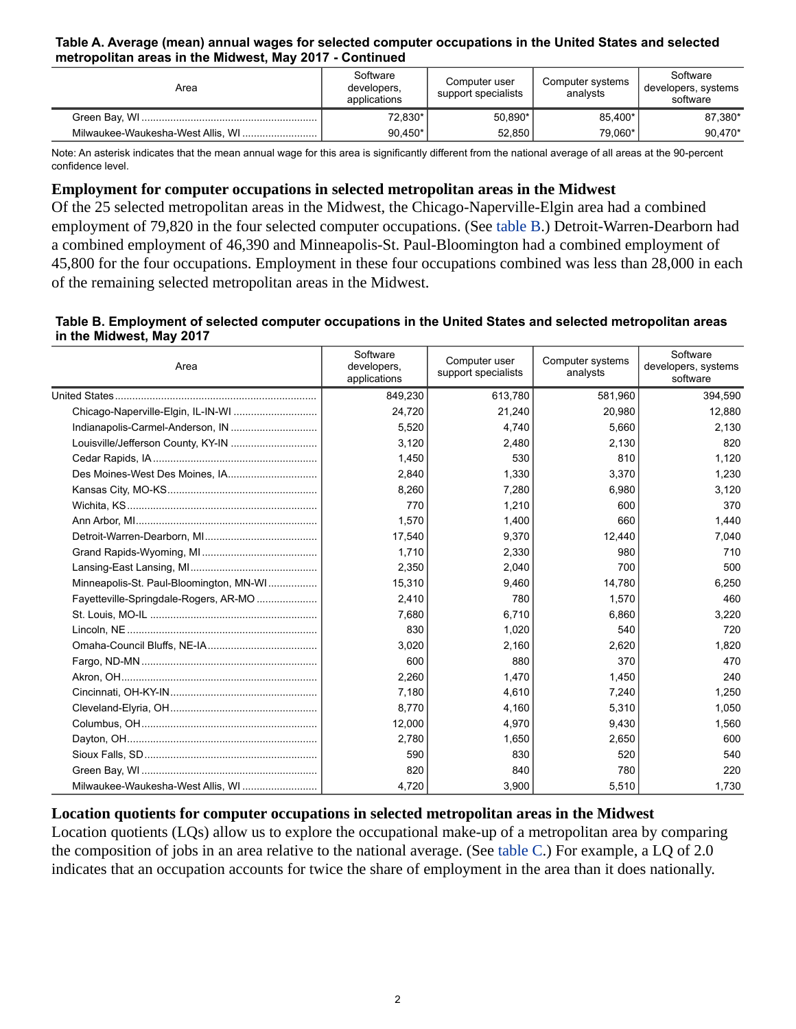**Table A. Average (mean) annual wages for selected computer occupations in the United States and selected metropolitan areas in the Midwest, May 2017 - Continued**

| Area | Software developers, applications | Computer user support specialists | Computer systems analysts | Software developers, systems software |
|---|---|---|---|---|
| Green Bay, WI | 72,830* | 50,890* | 85,400* | 87,380* |
| Milwaukee-Waukesha-West Allis, WI | 90,450* | 52,850 | 79,060* | 90,470* |

Note: An asterisk indicates that the mean annual wage for this area is significantly different from the national average of all areas at the 90-percent confidence level.

## Employment for computer occupations in selected metropolitan areas in the Midwest

Of the 25 selected metropolitan areas in the Midwest, the Chicago-Naperville-Elgin area had a combined employment of 79,820 in the four selected computer occupations. (See table B.) Detroit-Warren-Dearborn had a combined employment of 46,390 and Minneapolis-St. Paul-Bloomington had a combined employment of 45,800 for the four occupations. Employment in these four occupations combined was less than 28,000 in each of the remaining selected metropolitan areas in the Midwest.

**Table B. Employment of selected computer occupations in the United States and selected metropolitan areas in the Midwest, May 2017**

| Area | Software developers, applications | Computer user support specialists | Computer systems analysts | Software developers, systems software |
|---|---|---|---|---|
| United States | 849,230 | 613,780 | 581,960 | 394,590 |
| Chicago-Naperville-Elgin, IL-IN-WI | 24,720 | 21,240 | 20,980 | 12,880 |
| Indianapolis-Carmel-Anderson, IN | 5,520 | 4,740 | 5,660 | 2,130 |
| Louisville/Jefferson County, KY-IN | 3,120 | 2,480 | 2,130 | 820 |
| Cedar Rapids, IA | 1,450 | 530 | 810 | 1,120 |
| Des Moines-West Des Moines, IA | 2,840 | 1,330 | 3,370 | 1,230 |
| Kansas City, MO-KS | 8,260 | 7,280 | 6,980 | 3,120 |
| Wichita, KS | 770 | 1,210 | 600 | 370 |
| Ann Arbor, MI | 1,570 | 1,400 | 660 | 1,440 |
| Detroit-Warren-Dearborn, MI | 17,540 | 9,370 | 12,440 | 7,040 |
| Grand Rapids-Wyoming, MI | 1,710 | 2,330 | 980 | 710 |
| Lansing-East Lansing, MI | 2,350 | 2,040 | 700 | 500 |
| Minneapolis-St. Paul-Bloomington, MN-WI | 15,310 | 9,460 | 14,780 | 6,250 |
| Fayetteville-Springdale-Rogers, AR-MO | 2,410 | 780 | 1,570 | 460 |
| St. Louis, MO-IL | 7,680 | 6,710 | 6,860 | 3,220 |
| Lincoln, NE | 830 | 1,020 | 540 | 720 |
| Omaha-Council Bluffs, NE-IA | 3,020 | 2,160 | 2,620 | 1,820 |
| Fargo, ND-MN | 600 | 880 | 370 | 470 |
| Akron, OH | 2,260 | 1,470 | 1,450 | 240 |
| Cincinnati, OH-KY-IN | 7,180 | 4,610 | 7,240 | 1,250 |
| Cleveland-Elyria, OH | 8,770 | 4,160 | 5,310 | 1,050 |
| Columbus, OH | 12,000 | 4,970 | 9,430 | 1,560 |
| Dayton, OH | 2,780 | 1,650 | 2,650 | 600 |
| Sioux Falls, SD | 590 | 830 | 520 | 540 |
| Green Bay, WI | 820 | 840 | 780 | 220 |
| Milwaukee-Waukesha-West Allis, WI | 4,720 | 3,900 | 5,510 | 1,730 |

## Location quotients for computer occupations in selected metropolitan areas in the Midwest

Location quotients (LQs) allow us to explore the occupational make-up of a metropolitan area by comparing the composition of jobs in an area relative to the national average. (See table C.) For example, a LQ of 2.0 indicates that an occupation accounts for twice the share of employment in the area than it does nationally.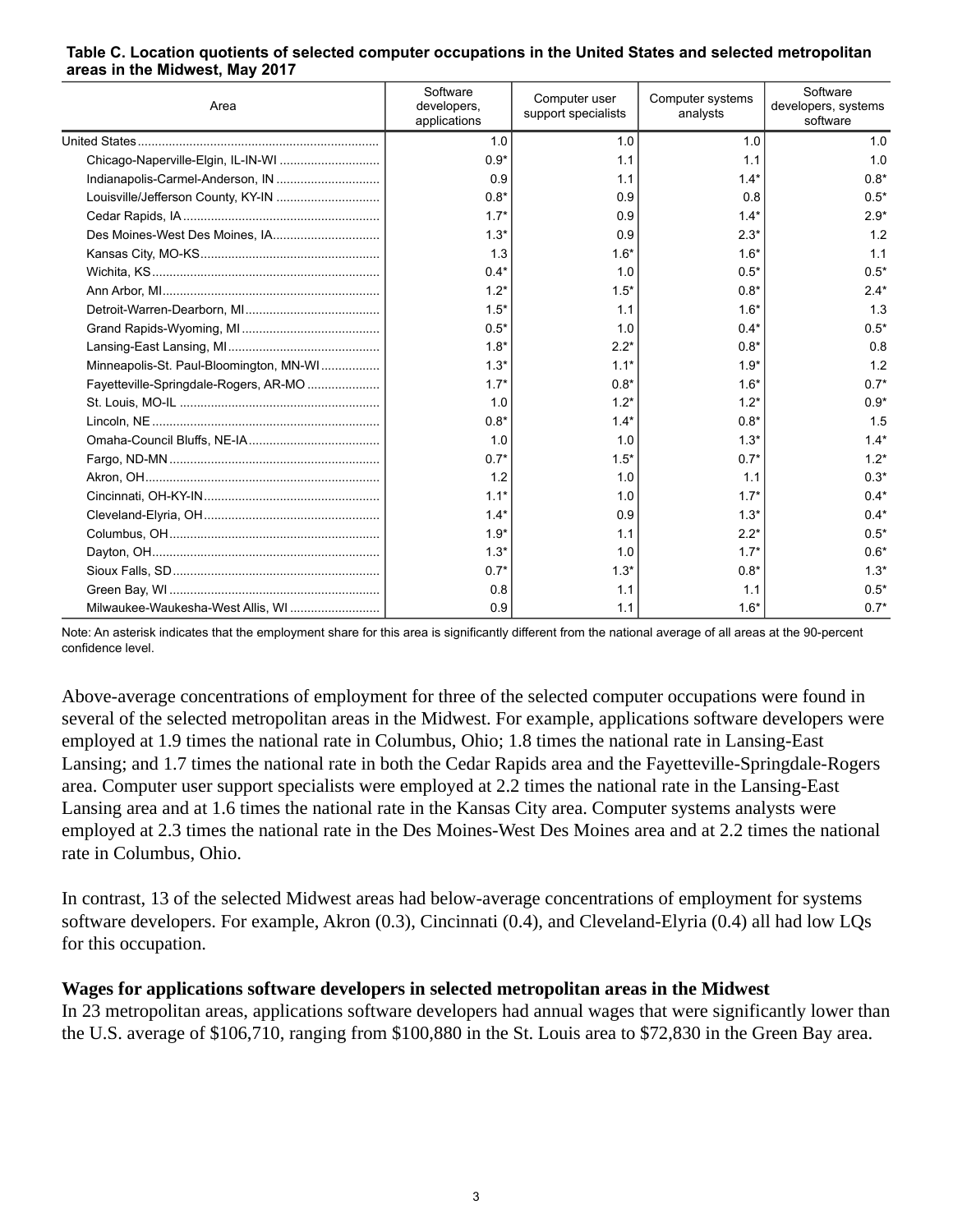**Table C. Location quotients of selected computer occupations in the United States and selected metropolitan areas in the Midwest, May 2017**

| Area | Software developers, applications | Computer user support specialists | Computer systems analysts | Software developers, systems software |
|---|---|---|---|---|
| United States | 1.0 | 1.0 | 1.0 | 1.0 |
| Chicago-Naperville-Elgin, IL-IN-WI | 0.9* | 1.1 | 1.1 | 1.0 |
| Indianapolis-Carmel-Anderson, IN | 0.9 | 1.1 | 1.4* | 0.8* |
| Louisville/Jefferson County, KY-IN | 0.8* | 0.9 | 0.8 | 0.5* |
| Cedar Rapids, IA | 1.7* | 0.9 | 1.4* | 2.9* |
| Des Moines-West Des Moines, IA | 1.3* | 0.9 | 2.3* | 1.2 |
| Kansas City, MO-KS | 1.3 | 1.6* | 1.6* | 1.1 |
| Wichita, KS | 0.4* | 1.0 | 0.5* | 0.5* |
| Ann Arbor, MI | 1.2* | 1.5* | 0.8* | 2.4* |
| Detroit-Warren-Dearborn, MI | 1.5* | 1.1 | 1.6* | 1.3 |
| Grand Rapids-Wyoming, MI | 0.5* | 1.0 | 0.4* | 0.5* |
| Lansing-East Lansing, MI | 1.8* | 2.2* | 0.8* | 0.8 |
| Minneapolis-St. Paul-Bloomington, MN-WI | 1.3* | 1.1* | 1.9* | 1.2 |
| Fayetteville-Springdale-Rogers, AR-MO | 1.7* | 0.8* | 1.6* | 0.7* |
| St. Louis, MO-IL | 1.0 | 1.2* | 1.2* | 0.9* |
| Lincoln, NE | 0.8* | 1.4* | 0.8* | 1.5 |
| Omaha-Council Bluffs, NE-IA | 1.0 | 1.0 | 1.3* | 1.4* |
| Fargo, ND-MN | 0.7* | 1.5* | 0.7* | 1.2* |
| Akron, OH | 1.2 | 1.0 | 1.1 | 0.3* |
| Cincinnati, OH-KY-IN | 1.1* | 1.0 | 1.7* | 0.4* |
| Cleveland-Elyria, OH | 1.4* | 0.9 | 1.3* | 0.4* |
| Columbus, OH | 1.9* | 1.1 | 2.2* | 0.5* |
| Dayton, OH | 1.3* | 1.0 | 1.7* | 0.6* |
| Sioux Falls, SD | 0.7* | 1.3* | 0.8* | 1.3* |
| Green Bay, WI | 0.8 | 1.1 | 1.1 | 0.5* |
| Milwaukee-Waukesha-West Allis, WI | 0.9 | 1.1 | 1.6* | 0.7* |

Note: An asterisk indicates that the employment share for this area is significantly different from the national average of all areas at the 90-percent confidence level.

Above-average concentrations of employment for three of the selected computer occupations were found in several of the selected metropolitan areas in the Midwest. For example, applications software developers were employed at 1.9 times the national rate in Columbus, Ohio; 1.8 times the national rate in Lansing-East Lansing; and 1.7 times the national rate in both the Cedar Rapids area and the Fayetteville-Springdale-Rogers area. Computer user support specialists were employed at 2.2 times the national rate in the Lansing-East Lansing area and at 1.6 times the national rate in the Kansas City area. Computer systems analysts were employed at 2.3 times the national rate in the Des Moines-West Des Moines area and at 2.2 times the national rate in Columbus, Ohio.

In contrast, 13 of the selected Midwest areas had below-average concentrations of employment for systems software developers. For example, Akron (0.3), Cincinnati (0.4), and Cleveland-Elyria (0.4) all had low LQs for this occupation.

**Wages for applications software developers in selected metropolitan areas in the Midwest**

In 23 metropolitan areas, applications software developers had annual wages that were significantly lower than the U.S. average of $106,710, ranging from $100,880 in the St. Louis area to $72,830 in the Green Bay area.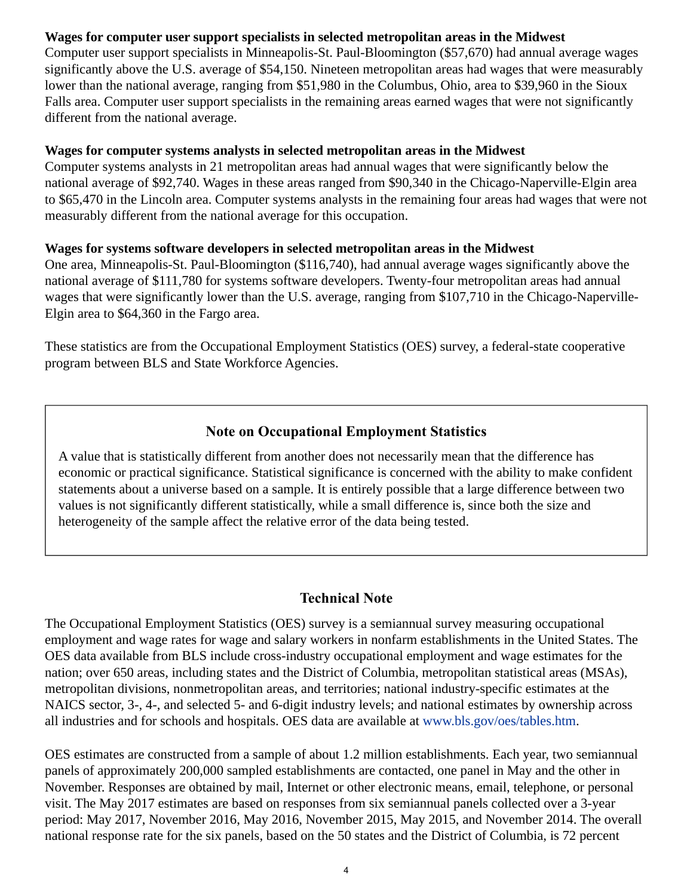**Wages for computer user support specialists in selected metropolitan areas in the Midwest**
Computer user support specialists in Minneapolis-St. Paul-Bloomington ($57,670) had annual average wages significantly above the U.S. average of $54,150. Nineteen metropolitan areas had wages that were measurably lower than the national average, ranging from $51,980 in the Columbus, Ohio, area to $39,960 in the Sioux Falls area. Computer user support specialists in the remaining areas earned wages that were not significantly different from the national average.

**Wages for computer systems analysts in selected metropolitan areas in the Midwest**
Computer systems analysts in 21 metropolitan areas had annual wages that were significantly below the national average of $92,740. Wages in these areas ranged from $90,340 in the Chicago-Naperville-Elgin area to $65,470 in the Lincoln area. Computer systems analysts in the remaining four areas had wages that were not measurably different from the national average for this occupation.

**Wages for systems software developers in selected metropolitan areas in the Midwest**
One area, Minneapolis-St. Paul-Bloomington ($116,740), had annual average wages significantly above the national average of $111,780 for systems software developers. Twenty-four metropolitan areas had annual wages that were significantly lower than the U.S. average, ranging from $107,710 in the Chicago-Naperville-Elgin area to $64,360 in the Fargo area.

These statistics are from the Occupational Employment Statistics (OES) survey, a federal-state cooperative program between BLS and State Workforce Agencies.

### Note on Occupational Employment Statistics

A value that is statistically different from another does not necessarily mean that the difference has economic or practical significance. Statistical significance is concerned with the ability to make confident statements about a universe based on a sample. It is entirely possible that a large difference between two values is not significantly different statistically, while a small difference is, since both the size and heterogeneity of the sample affect the relative error of the data being tested.

## Technical Note

The Occupational Employment Statistics (OES) survey is a semiannual survey measuring occupational employment and wage rates for wage and salary workers in nonfarm establishments in the United States. The OES data available from BLS include cross-industry occupational employment and wage estimates for the nation; over 650 areas, including states and the District of Columbia, metropolitan statistical areas (MSAs), metropolitan divisions, nonmetropolitan areas, and territories; national industry-specific estimates at the NAICS sector, 3-, 4-, and selected 5- and 6-digit industry levels; and national estimates by ownership across all industries and for schools and hospitals. OES data are available at www.bls.gov/oes/tables.htm.

OES estimates are constructed from a sample of about 1.2 million establishments. Each year, two semiannual panels of approximately 200,000 sampled establishments are contacted, one panel in May and the other in November. Responses are obtained by mail, Internet or other electronic means, email, telephone, or personal visit. The May 2017 estimates are based on responses from six semiannual panels collected over a 3-year period: May 2017, November 2016, May 2016, November 2015, May 2015, and November 2014. The overall national response rate for the six panels, based on the 50 states and the District of Columbia, is 72 percent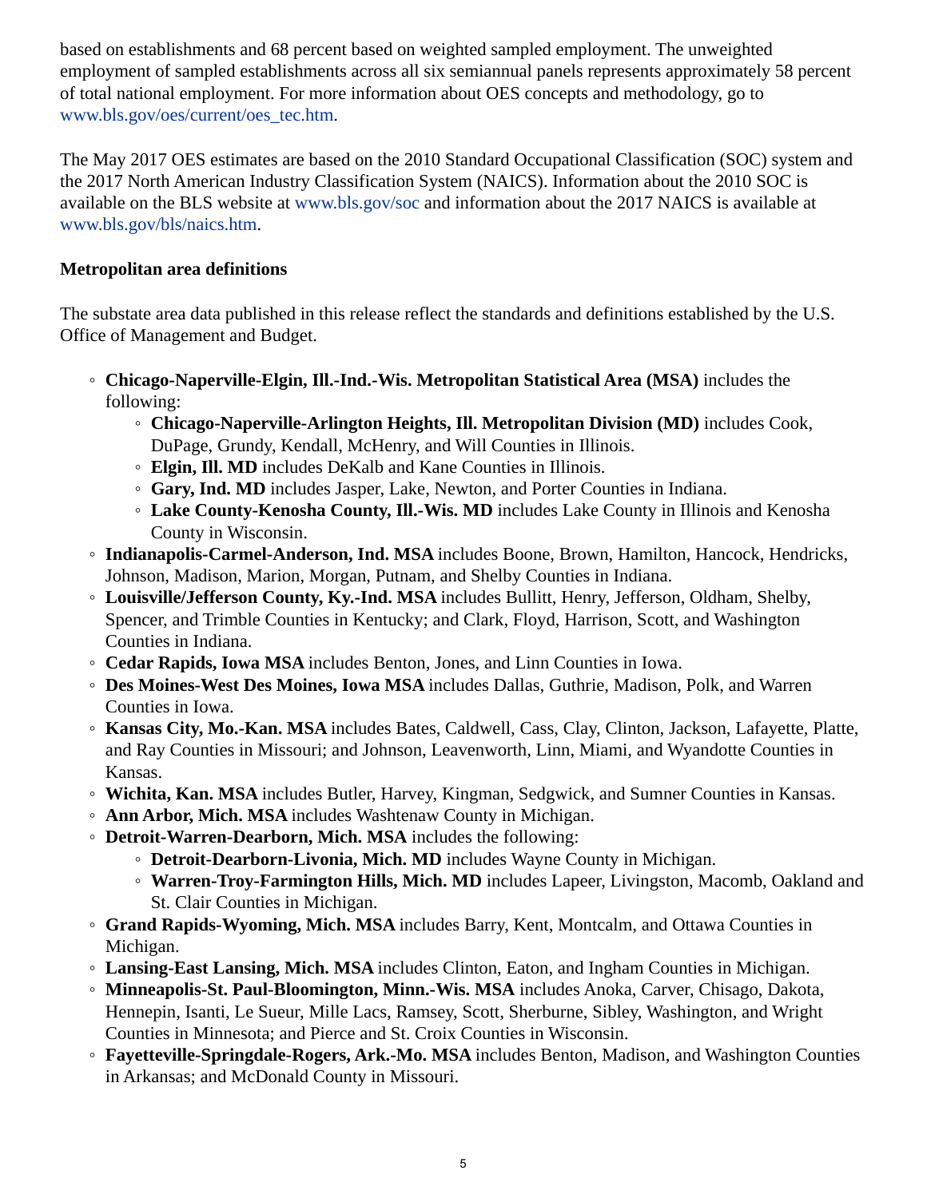based on establishments and 68 percent based on weighted sampled employment. The unweighted employment of sampled establishments across all six semiannual panels represents approximately 58 percent of total national employment. For more information about OES concepts and methodology, go to www.bls.gov/oes/current/oes_tec.htm.

The May 2017 OES estimates are based on the 2010 Standard Occupational Classification (SOC) system and the 2017 North American Industry Classification System (NAICS). Information about the 2010 SOC is available on the BLS website at www.bls.gov/soc and information about the 2017 NAICS is available at www.bls.gov/bls/naics.htm.

**Metropolitan area definitions**

The substate area data published in this release reflect the standards and definitions established by the U.S. Office of Management and Budget.

- **Chicago-Naperville-Elgin, Ill.-Ind.-Wis. Metropolitan Statistical Area (MSA)** includes the following:
  - **Chicago-Naperville-Arlington Heights, Ill. Metropolitan Division (MD)** includes Cook, DuPage, Grundy, Kendall, McHenry, and Will Counties in Illinois.
  - **Elgin, Ill. MD** includes DeKalb and Kane Counties in Illinois.
  - **Gary, Ind. MD** includes Jasper, Lake, Newton, and Porter Counties in Indiana.
  - **Lake County-Kenosha County, Ill.-Wis. MD** includes Lake County in Illinois and Kenosha County in Wisconsin.
- **Indianapolis-Carmel-Anderson, Ind. MSA** includes Boone, Brown, Hamilton, Hancock, Hendricks, Johnson, Madison, Marion, Morgan, Putnam, and Shelby Counties in Indiana.
- **Louisville/Jefferson County, Ky.-Ind. MSA** includes Bullitt, Henry, Jefferson, Oldham, Shelby, Spencer, and Trimble Counties in Kentucky; and Clark, Floyd, Harrison, Scott, and Washington Counties in Indiana.
- **Cedar Rapids, Iowa MSA** includes Benton, Jones, and Linn Counties in Iowa.
- **Des Moines-West Des Moines, Iowa MSA** includes Dallas, Guthrie, Madison, Polk, and Warren Counties in Iowa.
- **Kansas City, Mo.-Kan. MSA** includes Bates, Caldwell, Cass, Clay, Clinton, Jackson, Lafayette, Platte, and Ray Counties in Missouri; and Johnson, Leavenworth, Linn, Miami, and Wyandotte Counties in Kansas.
- **Wichita, Kan. MSA** includes Butler, Harvey, Kingman, Sedgwick, and Sumner Counties in Kansas.
- **Ann Arbor, Mich. MSA** includes Washtenaw County in Michigan.
- **Detroit-Warren-Dearborn, Mich. MSA** includes the following:
  - **Detroit-Dearborn-Livonia, Mich. MD** includes Wayne County in Michigan.
  - **Warren-Troy-Farmington Hills, Mich. MD** includes Lapeer, Livingston, Macomb, Oakland and St. Clair Counties in Michigan.
- **Grand Rapids-Wyoming, Mich. MSA** includes Barry, Kent, Montcalm, and Ottawa Counties in Michigan.
- **Lansing-East Lansing, Mich. MSA** includes Clinton, Eaton, and Ingham Counties in Michigan.
- **Minneapolis-St. Paul-Bloomington, Minn.-Wis. MSA** includes Anoka, Carver, Chisago, Dakota, Hennepin, Isanti, Le Sueur, Mille Lacs, Ramsey, Scott, Sherburne, Sibley, Washington, and Wright Counties in Minnesota; and Pierce and St. Croix Counties in Wisconsin.
- **Fayetteville-Springdale-Rogers, Ark.-Mo. MSA** includes Benton, Madison, and Washington Counties in Arkansas; and McDonald County in Missouri.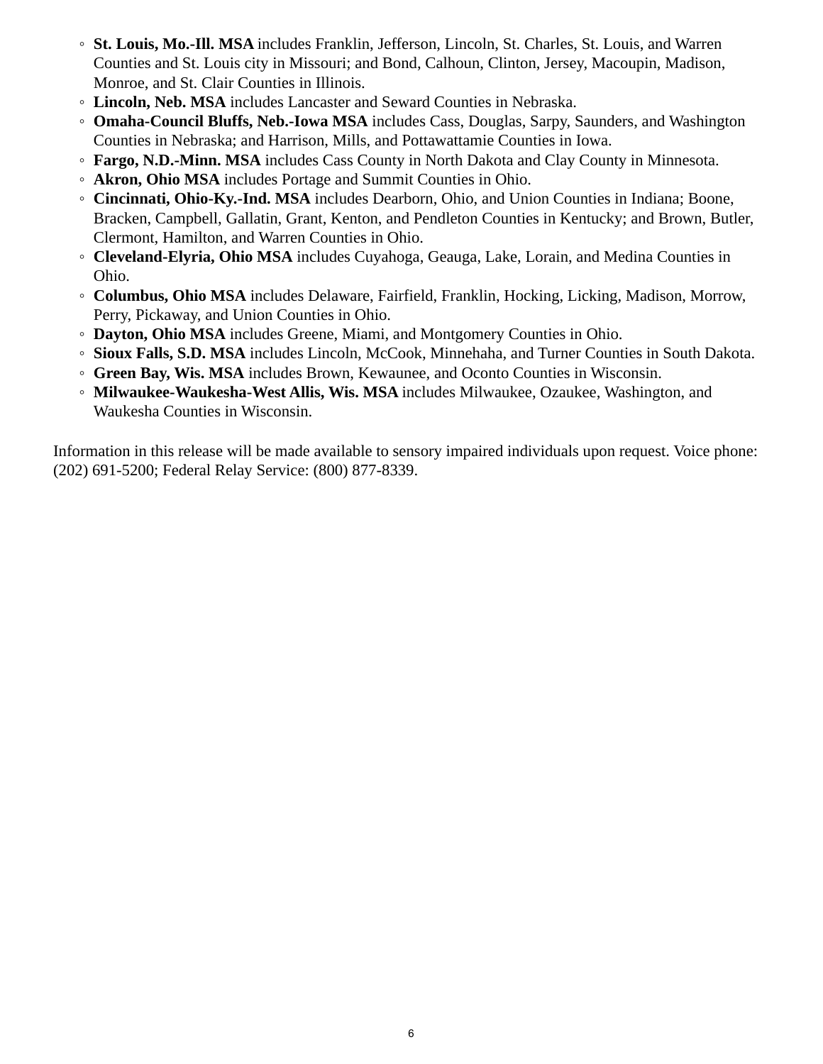- **St. Louis, Mo.-Ill. MSA** includes Franklin, Jefferson, Lincoln, St. Charles, St. Louis, and Warren Counties and St. Louis city in Missouri; and Bond, Calhoun, Clinton, Jersey, Macoupin, Madison, Monroe, and St. Clair Counties in Illinois.
- **Lincoln, Neb. MSA** includes Lancaster and Seward Counties in Nebraska.
- **Omaha-Council Bluffs, Neb.-Iowa MSA** includes Cass, Douglas, Sarpy, Saunders, and Washington Counties in Nebraska; and Harrison, Mills, and Pottawattamie Counties in Iowa.
- **Fargo, N.D.-Minn. MSA** includes Cass County in North Dakota and Clay County in Minnesota.
- **Akron, Ohio MSA** includes Portage and Summit Counties in Ohio.
- **Cincinnati, Ohio-Ky.-Ind. MSA** includes Dearborn, Ohio, and Union Counties in Indiana; Boone, Bracken, Campbell, Gallatin, Grant, Kenton, and Pendleton Counties in Kentucky; and Brown, Butler, Clermont, Hamilton, and Warren Counties in Ohio.
- **Cleveland-Elyria, Ohio MSA** includes Cuyahoga, Geauga, Lake, Lorain, and Medina Counties in Ohio.
- **Columbus, Ohio MSA** includes Delaware, Fairfield, Franklin, Hocking, Licking, Madison, Morrow, Perry, Pickaway, and Union Counties in Ohio.
- **Dayton, Ohio MSA** includes Greene, Miami, and Montgomery Counties in Ohio.
- **Sioux Falls, S.D. MSA** includes Lincoln, McCook, Minnehaha, and Turner Counties in South Dakota.
- **Green Bay, Wis. MSA** includes Brown, Kewaunee, and Oconto Counties in Wisconsin.
- **Milwaukee-Waukesha-West Allis, Wis. MSA** includes Milwaukee, Ozaukee, Washington, and Waukesha Counties in Wisconsin.

Information in this release will be made available to sensory impaired individuals upon request. Voice phone: (202) 691-5200; Federal Relay Service: (800) 877-8339.